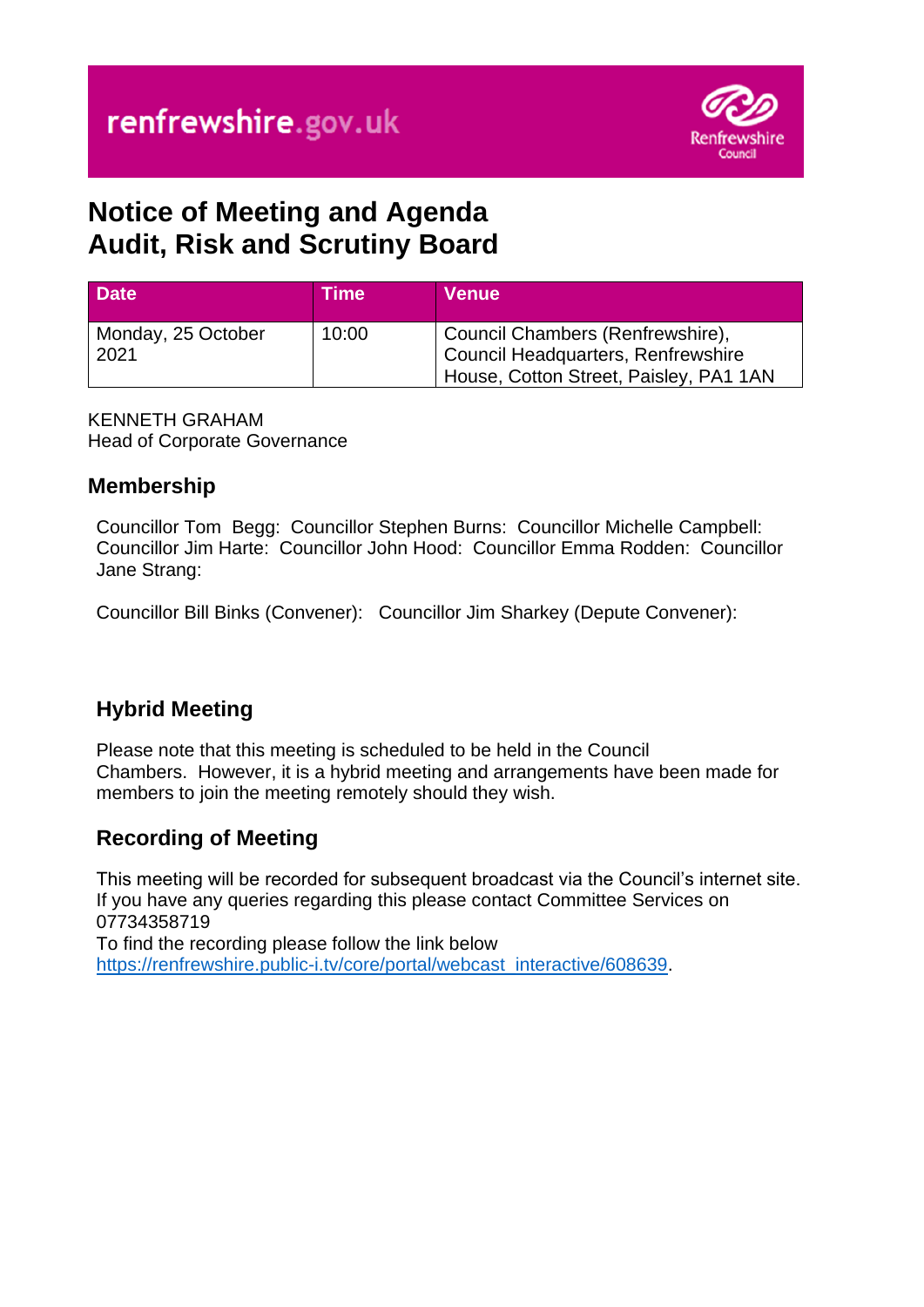renfrewshire.gov.uk

# Notice of Meeting and Agenda
# Audit, Risk and Scrutiny Board

| Date | Time | Venue |
|---|---|---|
| Monday, 25 October 2021 | 10:00 | Council Chambers (Renfrewshire), Council Headquarters, Renfrewshire House, Cotton Street, Paisley, PA1 1AN |

KENNETH GRAHAM
Head of Corporate Governance

## Membership

Councillor Tom Begg: Councillor Stephen Burns: Councillor Michelle Campbell: Councillor Jim Harte: Councillor John Hood: Councillor Emma Rodden: Councillor Jane Strang:

Councillor Bill Binks (Convener): Councillor Jim Sharkey (Depute Convener):

## Hybrid Meeting

Please note that this meeting is scheduled to be held in the Council Chambers. However, it is a hybrid meeting and arrangements have been made for members to join the meeting remotely should they wish.

## Recording of Meeting

This meeting will be recorded for subsequent broadcast via the Council's internet site. If you have any queries regarding this please contact Committee Services on 07734358719
To find the recording please follow the link below
https://renfrewshire.public-i.tv/core/portal/webcast_interactive/608639.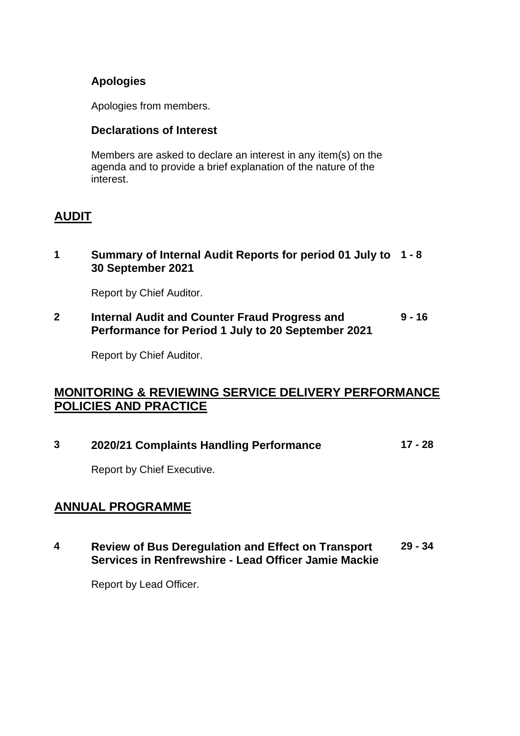### Apologies

Apologies from members.

### Declarations of Interest

Members are asked to declare an interest in any item(s) on the agenda and to provide a brief explanation of the nature of the interest.

## AUDIT

**1 Summary of Internal Audit Reports for period 01 July to 30 September 2021** **1 - 8**

Report by Chief Auditor.

**2 Internal Audit and Counter Fraud Progress and Performance for Period 1 July to 20 September 2021** **9 - 16**

Report by Chief Auditor.

## MONITORING & REVIEWING SERVICE DELIVERY PERFORMANCE POLICIES AND PRACTICE

**3 2020/21 Complaints Handling Performance** **17 - 28**

Report by Chief Executive.

## ANNUAL PROGRAMME

**4 Review of Bus Deregulation and Effect on Transport Services in Renfrewshire - Lead Officer Jamie Mackie** **29 - 34**

Report by Lead Officer.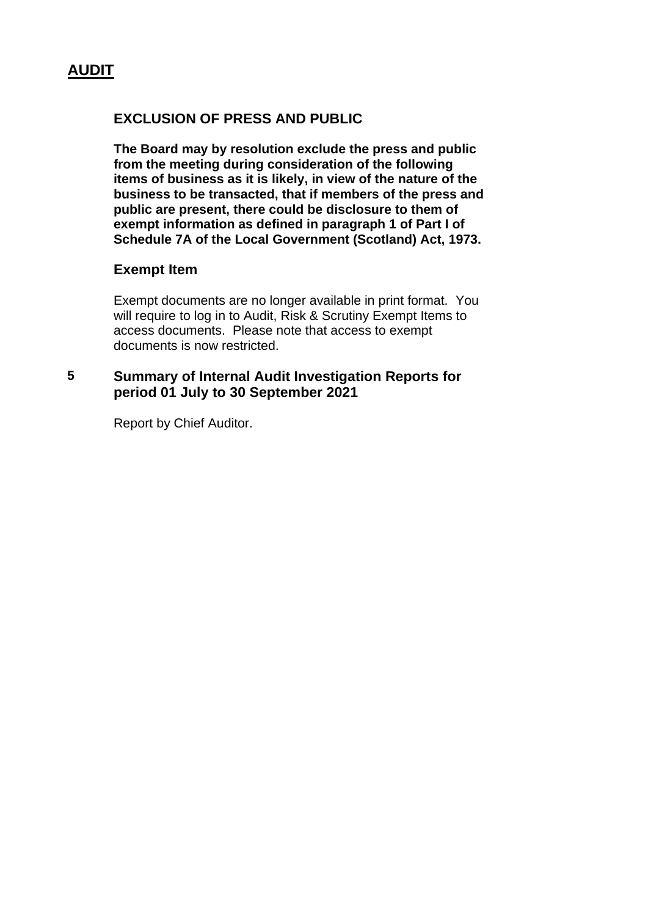## AUDIT

### EXCLUSION OF PRESS AND PUBLIC

**The Board may by resolution exclude the press and public from the meeting during consideration of the following items of business as it is likely, in view of the nature of the business to be transacted, that if members of the press and public are present, there could be disclosure to them of exempt information as defined in paragraph 1 of Part I of Schedule 7A of the Local Government (Scotland) Act, 1973.**

### Exempt Item

Exempt documents are no longer available in print format. You will require to log in to Audit, Risk & Scrutiny Exempt Items to access documents. Please note that access to exempt documents is now restricted.

**5 Summary of Internal Audit Investigation Reports for period 01 July to 30 September 2021**

Report by Chief Auditor.